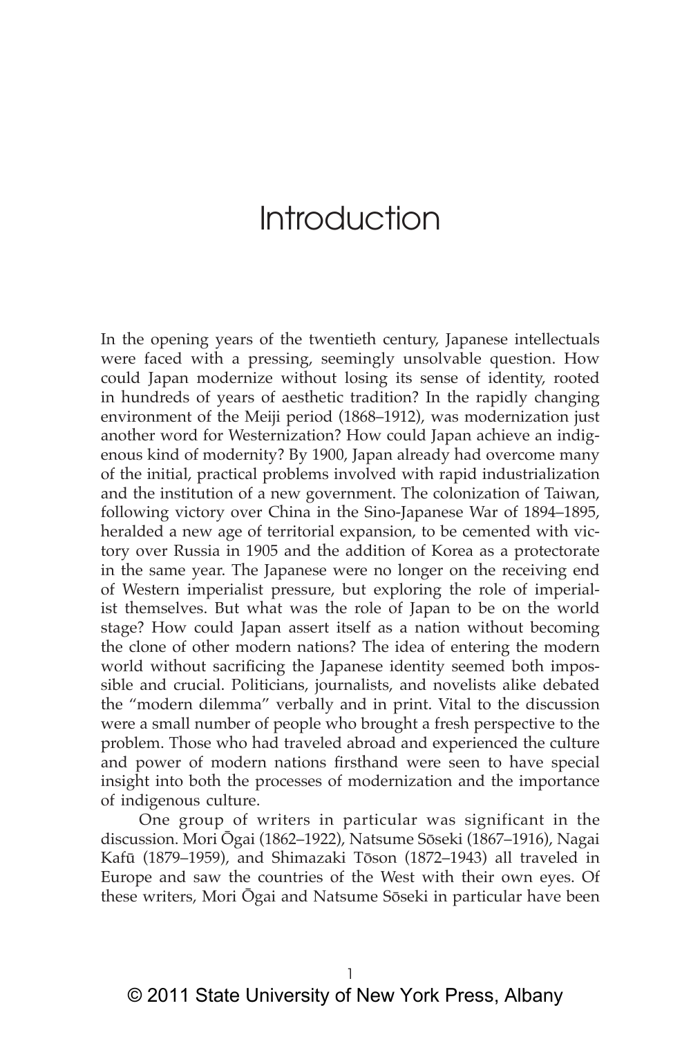# Introduction

In the opening years of the twentieth century, Japanese intellectuals were faced with a pressing, seemingly unsolvable question. How could Japan modernize without losing its sense of identity, rooted in hundreds of years of aesthetic tradition? In the rapidly changing environment of the Meiji period (1868–1912), was modernization just another word for Westernization? How could Japan achieve an indigenous kind of modernity? By 1900, Japan already had overcome many of the initial, practical problems involved with rapid industrialization and the institution of a new government. The colonization of Taiwan, following victory over China in the Sino-Japanese War of 1894–1895, heralded a new age of territorial expansion, to be cemented with victory over Russia in 1905 and the addition of Korea as a protectorate in the same year. The Japanese were no longer on the receiving end of Western imperialist pressure, but exploring the role of imperialist themselves. But what was the role of Japan to be on the world stage? How could Japan assert itself as a nation without becoming the clone of other modern nations? The idea of entering the modern world without sacrificing the Japanese identity seemed both impossible and crucial. Politicians, journalists, and novelists alike debated the "modern dilemma" verbally and in print. Vital to the discussion were a small number of people who brought a fresh perspective to the problem. Those who had traveled abroad and experienced the culture and power of modern nations firsthand were seen to have special insight into both the processes of modernization and the importance of indigenous culture.

One group of writers in particular was significant in the discussion. Mori Ōgai (1862–1922), Natsume Sōseki (1867–1916), Nagai Kafū (1879–1959), and Shimazaki Tōson (1872–1943) all traveled in Europe and saw the countries of the West with their own eyes. Of these writers, Mori Ōgai and Natsume Sōseki in particular have been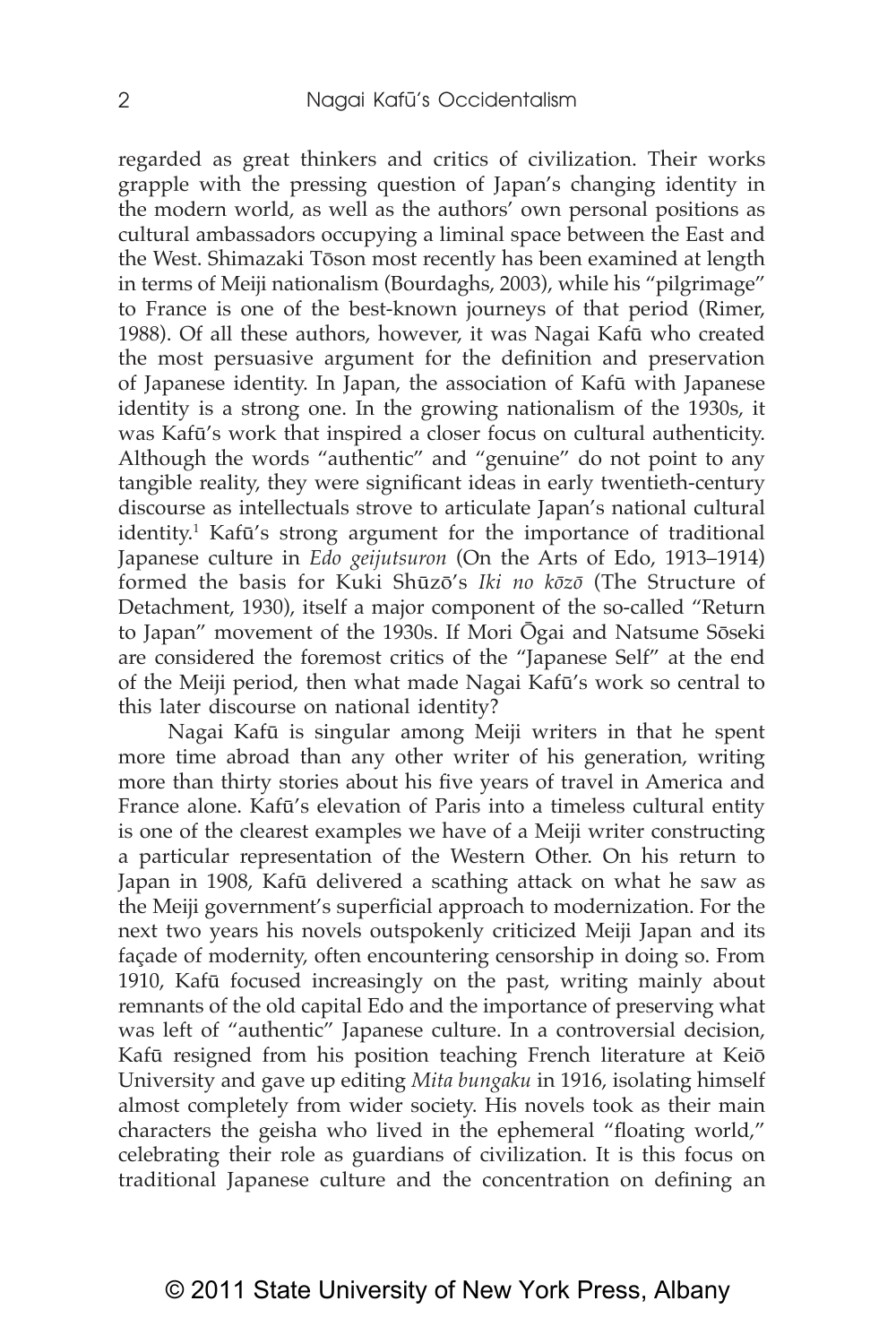regarded as great thinkers and critics of civilization. Their works grapple with the pressing question of Japan's changing identity in the modern world, as well as the authors' own personal positions as cultural ambassadors occupying a liminal space between the East and the West. Shimazaki Tōson most recently has been examined at length in terms of Meiji nationalism (Bourdaghs, 2003), while his "pilgrimage" to France is one of the best-known journeys of that period (Rimer, 1988). Of all these authors, however, it was Nagai Kafū who created the most persuasive argument for the definition and preservation of Japanese identity. In Japan, the association of Kafū with Japanese identity is a strong one. In the growing nationalism of the 1930s, it was Kafū's work that inspired a closer focus on cultural authenticity. Although the words "authentic" and "genuine" do not point to any tangible reality, they were significant ideas in early twentieth-century discourse as intellectuals strove to articulate Japan's national cultural identity.[1] Kafū's strong argument for the importance of traditional Japanese culture in *Edo geijutsuron* (On the Arts of Edo, 1913–1914) formed the basis for Kuki Shūzō's *Iki no kōzō* (The Structure of Detachment, 1930), itself a major component of the so-called "Return to Japan" movement of the 1930s. If Mori Ōgai and Natsume Sōseki are considered the foremost critics of the "Japanese Self" at the end of the Meiji period, then what made Nagai Kafū's work so central to this later discourse on national identity?

Nagai Kafū is singular among Meiji writers in that he spent more time abroad than any other writer of his generation, writing more than thirty stories about his five years of travel in America and France alone. Kafū's elevation of Paris into a timeless cultural entity is one of the clearest examples we have of a Meiji writer constructing a particular representation of the Western Other. On his return to Japan in 1908, Kafū delivered a scathing attack on what he saw as the Meiji government's superficial approach to modernization. For the next two years his novels outspokenly criticized Meiji Japan and its façade of modernity, often encountering censorship in doing so. From 1910, Kafū focused increasingly on the past, writing mainly about remnants of the old capital Edo and the importance of preserving what was left of "authentic" Japanese culture. In a controversial decision, Kafū resigned from his position teaching French literature at Keiō University and gave up editing *Mita bungaku* in 1916, isolating himself almost completely from wider society. His novels took as their main characters the geisha who lived in the ephemeral "floating world," celebrating their role as guardians of civilization. It is this focus on traditional Japanese culture and the concentration on defining an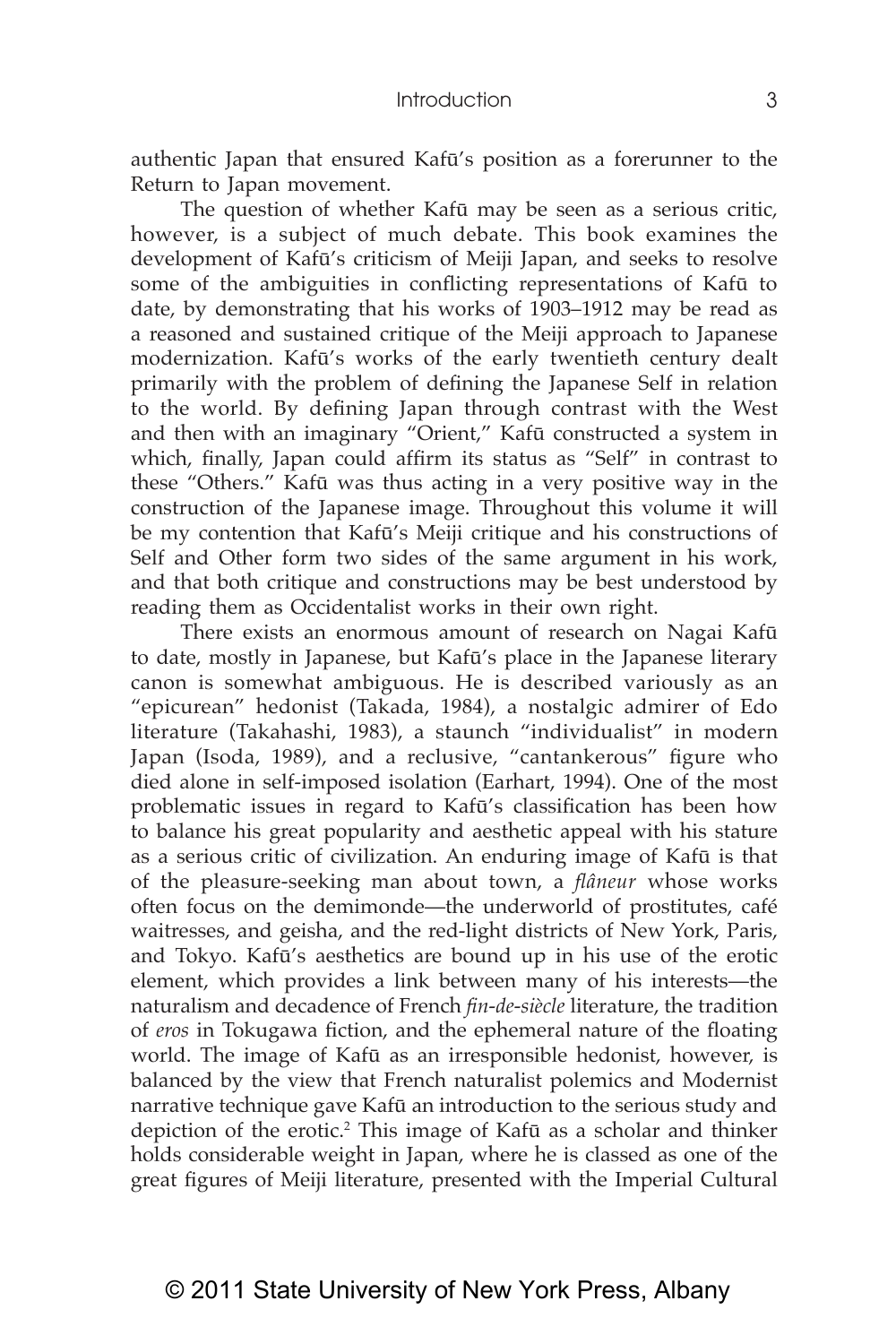authentic Japan that ensured Kafū's position as a forerunner to the Return to Japan movement.

The question of whether Kafū may be seen as a serious critic, however, is a subject of much debate. This book examines the development of Kafū's criticism of Meiji Japan, and seeks to resolve some of the ambiguities in conflicting representations of Kafū to date, by demonstrating that his works of 1903–1912 may be read as a reasoned and sustained critique of the Meiji approach to Japanese modernization. Kafū's works of the early twentieth century dealt primarily with the problem of defining the Japanese Self in relation to the world. By defining Japan through contrast with the West and then with an imaginary "Orient," Kafū constructed a system in which, finally, Japan could affirm its status as "Self" in contrast to these "Others." Kafū was thus acting in a very positive way in the construction of the Japanese image. Throughout this volume it will be my contention that Kafū's Meiji critique and his constructions of Self and Other form two sides of the same argument in his work, and that both critique and constructions may be best understood by reading them as Occidentalist works in their own right.

There exists an enormous amount of research on Nagai Kafū to date, mostly in Japanese, but Kafū's place in the Japanese literary canon is somewhat ambiguous. He is described variously as an "epicurean" hedonist (Takada, 1984), a nostalgic admirer of Edo literature (Takahashi, 1983), a staunch "individualist" in modern Japan (Isoda, 1989), and a reclusive, "cantankerous" figure who died alone in self-imposed isolation (Earhart, 1994). One of the most problematic issues in regard to Kafū's classification has been how to balance his great popularity and aesthetic appeal with his stature as a serious critic of civilization. An enduring image of Kafū is that of the pleasure-seeking man about town, a *flâneur* whose works often focus on the demimonde—the underworld of prostitutes, café waitresses, and geisha, and the red-light districts of New York, Paris, and Tokyo. Kafū's aesthetics are bound up in his use of the erotic element, which provides a link between many of his interests—the naturalism and decadence of French *fin-de-siècle* literature, the tradition of *eros* in Tokugawa fiction, and the ephemeral nature of the floating world. The image of Kafū as an irresponsible hedonist, however, is balanced by the view that French naturalist polemics and Modernist narrative technique gave Kafū an introduction to the serious study and depiction of the erotic.[2] This image of Kafū as a scholar and thinker holds considerable weight in Japan, where he is classed as one of the great figures of Meiji literature, presented with the Imperial Cultural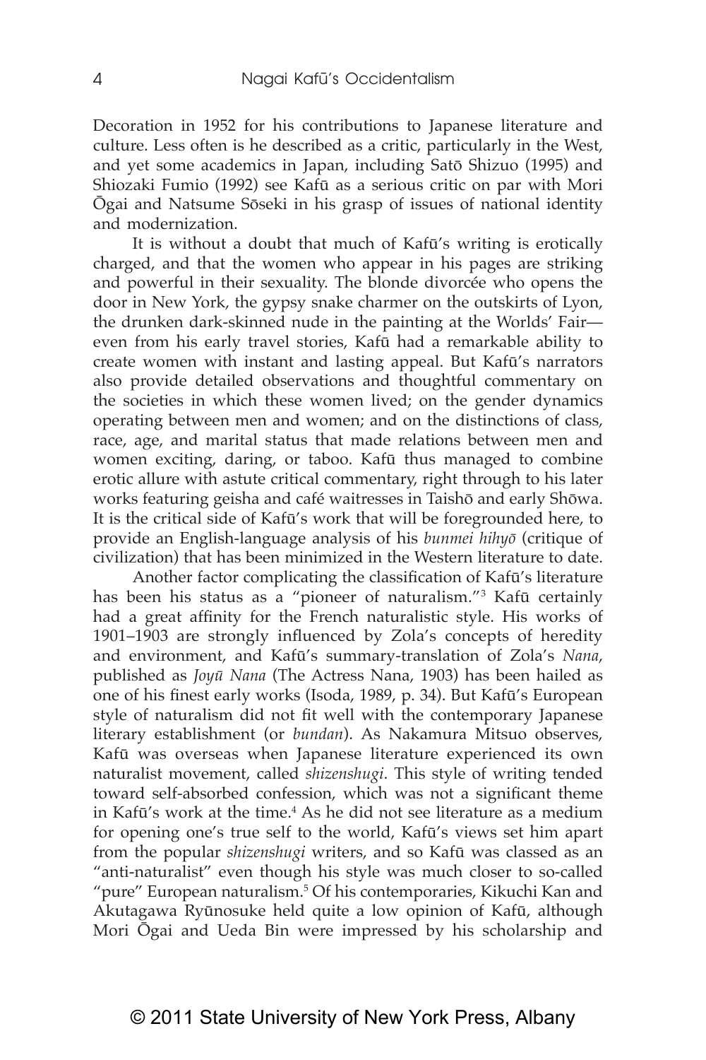Decoration in 1952 for his contributions to Japanese literature and culture. Less often is he described as a critic, particularly in the West, and yet some academics in Japan, including Satō Shizuo (1995) and Shiozaki Fumio (1992) see Kafū as a serious critic on par with Mori Ōgai and Natsume Sōseki in his grasp of issues of national identity and modernization.

It is without a doubt that much of Kafū's writing is erotically charged, and that the women who appear in his pages are striking and powerful in their sexuality. The blonde divorcée who opens the door in New York, the gypsy snake charmer on the outskirts of Lyon, the drunken dark-skinned nude in the painting at the Worlds' Fair—even from his early travel stories, Kafū had a remarkable ability to create women with instant and lasting appeal. But Kafū's narrators also provide detailed observations and thoughtful commentary on the societies in which these women lived; on the gender dynamics operating between men and women; and on the distinctions of class, race, age, and marital status that made relations between men and women exciting, daring, or taboo. Kafū thus managed to combine erotic allure with astute critical commentary, right through to his later works featuring geisha and café waitresses in Taishō and early Shōwa. It is the critical side of Kafū's work that will be foregrounded here, to provide an English-language analysis of his *bunmei hihyō* (critique of civilization) that has been minimized in the Western literature to date.

Another factor complicating the classification of Kafū's literature has been his status as a "pioneer of naturalism."[3] Kafū certainly had a great affinity for the French naturalistic style. His works of 1901–1903 are strongly influenced by Zola's concepts of heredity and environment, and Kafū's summary-translation of Zola's *Nana*, published as *Joyū Nana* (The Actress Nana, 1903) has been hailed as one of his finest early works (Isoda, 1989, p. 34). But Kafū's European style of naturalism did not fit well with the contemporary Japanese literary establishment (or *bundan*). As Nakamura Mitsuo observes, Kafū was overseas when Japanese literature experienced its own naturalist movement, called *shizenshugi*. This style of writing tended toward self-absorbed confession, which was not a significant theme in Kafū's work at the time.[4] As he did not see literature as a medium for opening one's true self to the world, Kafū's views set him apart from the popular *shizenshugi* writers, and so Kafū was classed as an "anti-naturalist" even though his style was much closer to so-called "pure" European naturalism.[5] Of his contemporaries, Kikuchi Kan and Akutagawa Ryūnosuke held quite a low opinion of Kafū, although Mori Ōgai and Ueda Bin were impressed by his scholarship and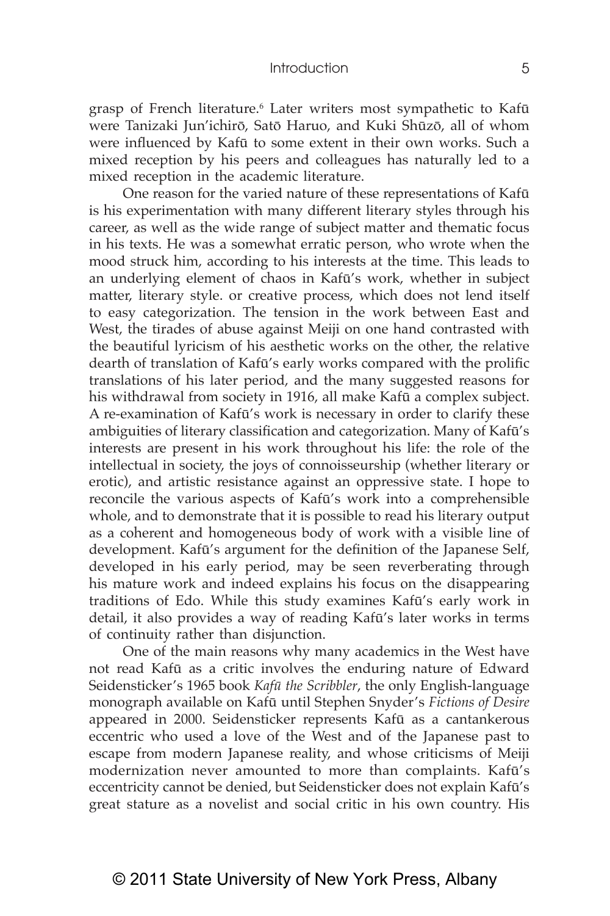grasp of French literature.[6] Later writers most sympathetic to Kafū were Tanizaki Jun'ichirō, Satō Haruo, and Kuki Shūzō, all of whom were influenced by Kafū to some extent in their own works. Such a mixed reception by his peers and colleagues has naturally led to a mixed reception in the academic literature.

One reason for the varied nature of these representations of Kafū is his experimentation with many different literary styles through his career, as well as the wide range of subject matter and thematic focus in his texts. He was a somewhat erratic person, who wrote when the mood struck him, according to his interests at the time. This leads to an underlying element of chaos in Kafū's work, whether in subject matter, literary style. or creative process, which does not lend itself to easy categorization. The tension in the work between East and West, the tirades of abuse against Meiji on one hand contrasted with the beautiful lyricism of his aesthetic works on the other, the relative dearth of translation of Kafū's early works compared with the prolific translations of his later period, and the many suggested reasons for his withdrawal from society in 1916, all make Kafū a complex subject. A re-examination of Kafū's work is necessary in order to clarify these ambiguities of literary classification and categorization. Many of Kafū's interests are present in his work throughout his life: the role of the intellectual in society, the joys of connoisseurship (whether literary or erotic), and artistic resistance against an oppressive state. I hope to reconcile the various aspects of Kafū's work into a comprehensible whole, and to demonstrate that it is possible to read his literary output as a coherent and homogeneous body of work with a visible line of development. Kafū's argument for the definition of the Japanese Self, developed in his early period, may be seen reverberating through his mature work and indeed explains his focus on the disappearing traditions of Edo. While this study examines Kafū's early work in detail, it also provides a way of reading Kafū's later works in terms of continuity rather than disjunction.

One of the main reasons why many academics in the West have not read Kafū as a critic involves the enduring nature of Edward Seidensticker's 1965 book *Kafū the Scribbler*, the only English-language monograph available on Kafū until Stephen Snyder's *Fictions of Desire* appeared in 2000. Seidensticker represents Kafū as a cantankerous eccentric who used a love of the West and of the Japanese past to escape from modern Japanese reality, and whose criticisms of Meiji modernization never amounted to more than complaints. Kafū's eccentricity cannot be denied, but Seidensticker does not explain Kafū's great stature as a novelist and social critic in his own country. His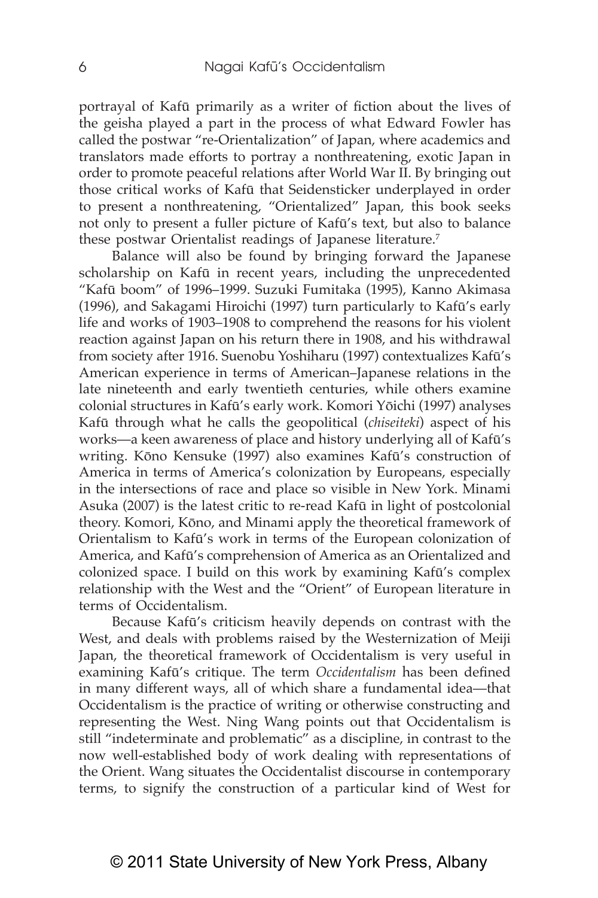portrayal of Kafū primarily as a writer of fiction about the lives of the geisha played a part in the process of what Edward Fowler has called the postwar "re-Orientalization" of Japan, where academics and translators made efforts to portray a nonthreatening, exotic Japan in order to promote peaceful relations after World War II. By bringing out those critical works of Kafū that Seidensticker underplayed in order to present a nonthreatening, "Orientalized" Japan, this book seeks not only to present a fuller picture of Kafū's text, but also to balance these postwar Orientalist readings of Japanese literature.[7]

Balance will also be found by bringing forward the Japanese scholarship on Kafū in recent years, including the unprecedented "Kafū boom" of 1996–1999. Suzuki Fumitaka (1995), Kanno Akimasa (1996), and Sakagami Hiroichi (1997) turn particularly to Kafū's early life and works of 1903–1908 to comprehend the reasons for his violent reaction against Japan on his return there in 1908, and his withdrawal from society after 1916. Suenobu Yoshiharu (1997) contextualizes Kafū's American experience in terms of American–Japanese relations in the late nineteenth and early twentieth centuries, while others examine colonial structures in Kafū's early work. Komori Yōichi (1997) analyses Kafū through what he calls the geopolitical (*chiseiteki*) aspect of his works—a keen awareness of place and history underlying all of Kafū's writing. Kōno Kensuke (1997) also examines Kafū's construction of America in terms of America's colonization by Europeans, especially in the intersections of race and place so visible in New York. Minami Asuka (2007) is the latest critic to re-read Kafū in light of postcolonial theory. Komori, Kōno, and Minami apply the theoretical framework of Orientalism to Kafū's work in terms of the European colonization of America, and Kafū's comprehension of America as an Orientalized and colonized space. I build on this work by examining Kafū's complex relationship with the West and the "Orient" of European literature in terms of Occidentalism.

Because Kafū's criticism heavily depends on contrast with the West, and deals with problems raised by the Westernization of Meiji Japan, the theoretical framework of Occidentalism is very useful in examining Kafū's critique. The term *Occidentalism* has been defined in many different ways, all of which share a fundamental idea—that Occidentalism is the practice of writing or otherwise constructing and representing the West. Ning Wang points out that Occidentalism is still "indeterminate and problematic" as a discipline, in contrast to the now well-established body of work dealing with representations of the Orient. Wang situates the Occidentalist discourse in contemporary terms, to signify the construction of a particular kind of West for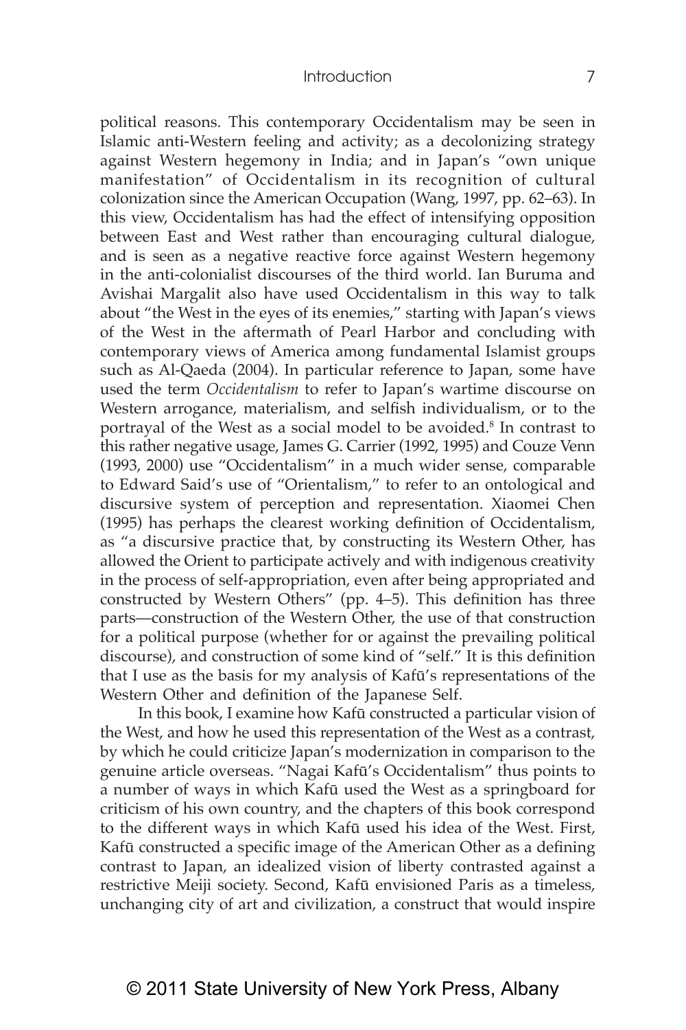political reasons. This contemporary Occidentalism may be seen in Islamic anti-Western feeling and activity; as a decolonizing strategy against Western hegemony in India; and in Japan's "own unique manifestation" of Occidentalism in its recognition of cultural colonization since the American Occupation (Wang, 1997, pp. 62–63). In this view, Occidentalism has had the effect of intensifying opposition between East and West rather than encouraging cultural dialogue, and is seen as a negative reactive force against Western hegemony in the anti-colonialist discourses of the third world. Ian Buruma and Avishai Margalit also have used Occidentalism in this way to talk about "the West in the eyes of its enemies," starting with Japan's views of the West in the aftermath of Pearl Harbor and concluding with contemporary views of America among fundamental Islamist groups such as Al-Qaeda (2004). In particular reference to Japan, some have used the term *Occidentalism* to refer to Japan's wartime discourse on Western arrogance, materialism, and selfish individualism, or to the portrayal of the West as a social model to be avoided.[8] In contrast to this rather negative usage, James G. Carrier (1992, 1995) and Couze Venn (1993, 2000) use "Occidentalism" in a much wider sense, comparable to Edward Said's use of "Orientalism," to refer to an ontological and discursive system of perception and representation. Xiaomei Chen (1995) has perhaps the clearest working definition of Occidentalism, as "a discursive practice that, by constructing its Western Other, has allowed the Orient to participate actively and with indigenous creativity in the process of self-appropriation, even after being appropriated and constructed by Western Others" (pp. 4–5). This definition has three parts—construction of the Western Other, the use of that construction for a political purpose (whether for or against the prevailing political discourse), and construction of some kind of "self." It is this definition that I use as the basis for my analysis of Kafū's representations of the Western Other and definition of the Japanese Self.

In this book, I examine how Kafū constructed a particular vision of the West, and how he used this representation of the West as a contrast, by which he could criticize Japan's modernization in comparison to the genuine article overseas. "Nagai Kafū's Occidentalism" thus points to a number of ways in which Kafū used the West as a springboard for criticism of his own country, and the chapters of this book correspond to the different ways in which Kafū used his idea of the West. First, Kafū constructed a specific image of the American Other as a defining contrast to Japan, an idealized vision of liberty contrasted against a restrictive Meiji society. Second, Kafū envisioned Paris as a timeless, unchanging city of art and civilization, a construct that would inspire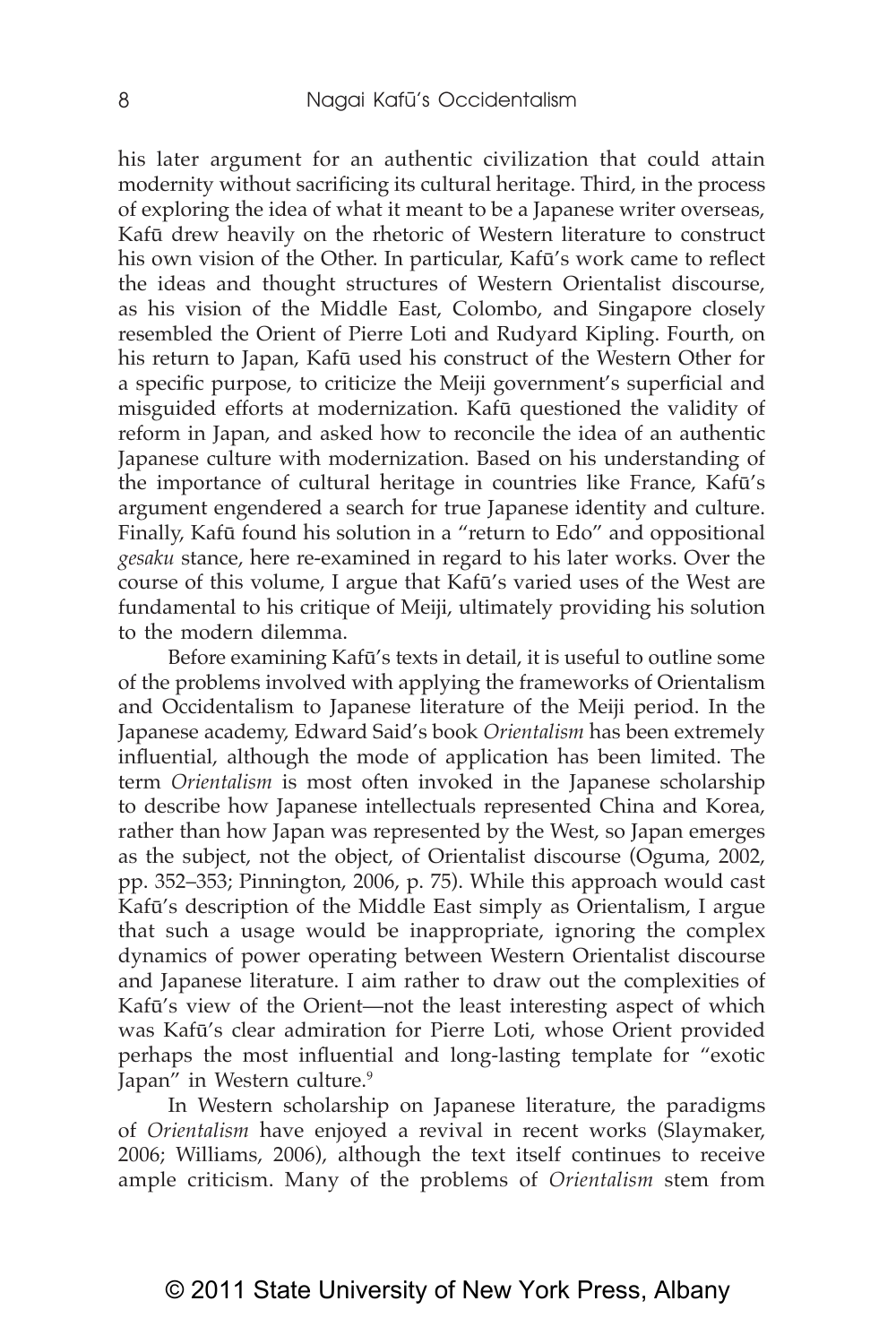his later argument for an authentic civilization that could attain modernity without sacrificing its cultural heritage. Third, in the process of exploring the idea of what it meant to be a Japanese writer overseas, Kafū drew heavily on the rhetoric of Western literature to construct his own vision of the Other. In particular, Kafū's work came to reflect the ideas and thought structures of Western Orientalist discourse, as his vision of the Middle East, Colombo, and Singapore closely resembled the Orient of Pierre Loti and Rudyard Kipling. Fourth, on his return to Japan, Kafū used his construct of the Western Other for a specific purpose, to criticize the Meiji government's superficial and misguided efforts at modernization. Kafū questioned the validity of reform in Japan, and asked how to reconcile the idea of an authentic Japanese culture with modernization. Based on his understanding of the importance of cultural heritage in countries like France, Kafū's argument engendered a search for true Japanese identity and culture. Finally, Kafū found his solution in a "return to Edo" and oppositional *gesaku* stance, here re-examined in regard to his later works. Over the course of this volume, I argue that Kafū's varied uses of the West are fundamental to his critique of Meiji, ultimately providing his solution to the modern dilemma.

Before examining Kafū's texts in detail, it is useful to outline some of the problems involved with applying the frameworks of Orientalism and Occidentalism to Japanese literature of the Meiji period. In the Japanese academy, Edward Said's book *Orientalism* has been extremely influential, although the mode of application has been limited. The term *Orientalism* is most often invoked in the Japanese scholarship to describe how Japanese intellectuals represented China and Korea, rather than how Japan was represented by the West, so Japan emerges as the subject, not the object, of Orientalist discourse (Oguma, 2002, pp. 352–353; Pinnington, 2006, p. 75). While this approach would cast Kafū's description of the Middle East simply as Orientalism, I argue that such a usage would be inappropriate, ignoring the complex dynamics of power operating between Western Orientalist discourse and Japanese literature. I aim rather to draw out the complexities of Kafū's view of the Orient—not the least interesting aspect of which was Kafū's clear admiration for Pierre Loti, whose Orient provided perhaps the most influential and long-lasting template for "exotic Japan" in Western culture.[9]

In Western scholarship on Japanese literature, the paradigms of *Orientalism* have enjoyed a revival in recent works (Slaymaker, 2006; Williams, 2006), although the text itself continues to receive ample criticism. Many of the problems of *Orientalism* stem from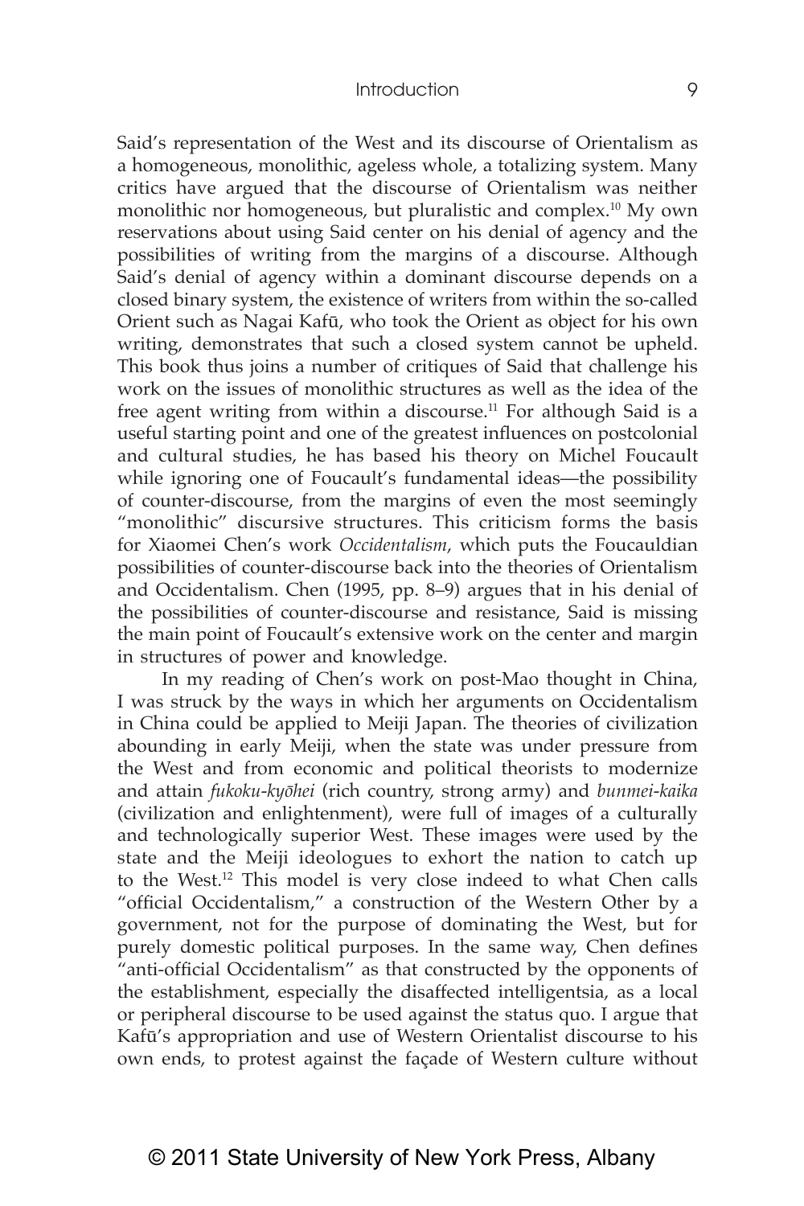Said's representation of the West and its discourse of Orientalism as a homogeneous, monolithic, ageless whole, a totalizing system. Many critics have argued that the discourse of Orientalism was neither monolithic nor homogeneous, but pluralistic and complex.[10] My own reservations about using Said center on his denial of agency and the possibilities of writing from the margins of a discourse. Although Said's denial of agency within a dominant discourse depends on a closed binary system, the existence of writers from within the so-called Orient such as Nagai Kafū, who took the Orient as object for his own writing, demonstrates that such a closed system cannot be upheld. This book thus joins a number of critiques of Said that challenge his work on the issues of monolithic structures as well as the idea of the free agent writing from within a discourse.[11] For although Said is a useful starting point and one of the greatest influences on postcolonial and cultural studies, he has based his theory on Michel Foucault while ignoring one of Foucault's fundamental ideas—the possibility of counter-discourse, from the margins of even the most seemingly "monolithic" discursive structures. This criticism forms the basis for Xiaomei Chen's work *Occidentalism*, which puts the Foucauldian possibilities of counter-discourse back into the theories of Orientalism and Occidentalism. Chen (1995, pp. 8–9) argues that in his denial of the possibilities of counter-discourse and resistance, Said is missing the main point of Foucault's extensive work on the center and margin in structures of power and knowledge.

In my reading of Chen's work on post-Mao thought in China, I was struck by the ways in which her arguments on Occidentalism in China could be applied to Meiji Japan. The theories of civilization abounding in early Meiji, when the state was under pressure from the West and from economic and political theorists to modernize and attain *fukoku-kyōhei* (rich country, strong army) and *bunmei-kaika* (civilization and enlightenment), were full of images of a culturally and technologically superior West. These images were used by the state and the Meiji ideologues to exhort the nation to catch up to the West.[12] This model is very close indeed to what Chen calls "official Occidentalism," a construction of the Western Other by a government, not for the purpose of dominating the West, but for purely domestic political purposes. In the same way, Chen defines "anti-official Occidentalism" as that constructed by the opponents of the establishment, especially the disaffected intelligentsia, as a local or peripheral discourse to be used against the status quo. I argue that Kafū's appropriation and use of Western Orientalist discourse to his own ends, to protest against the façade of Western culture without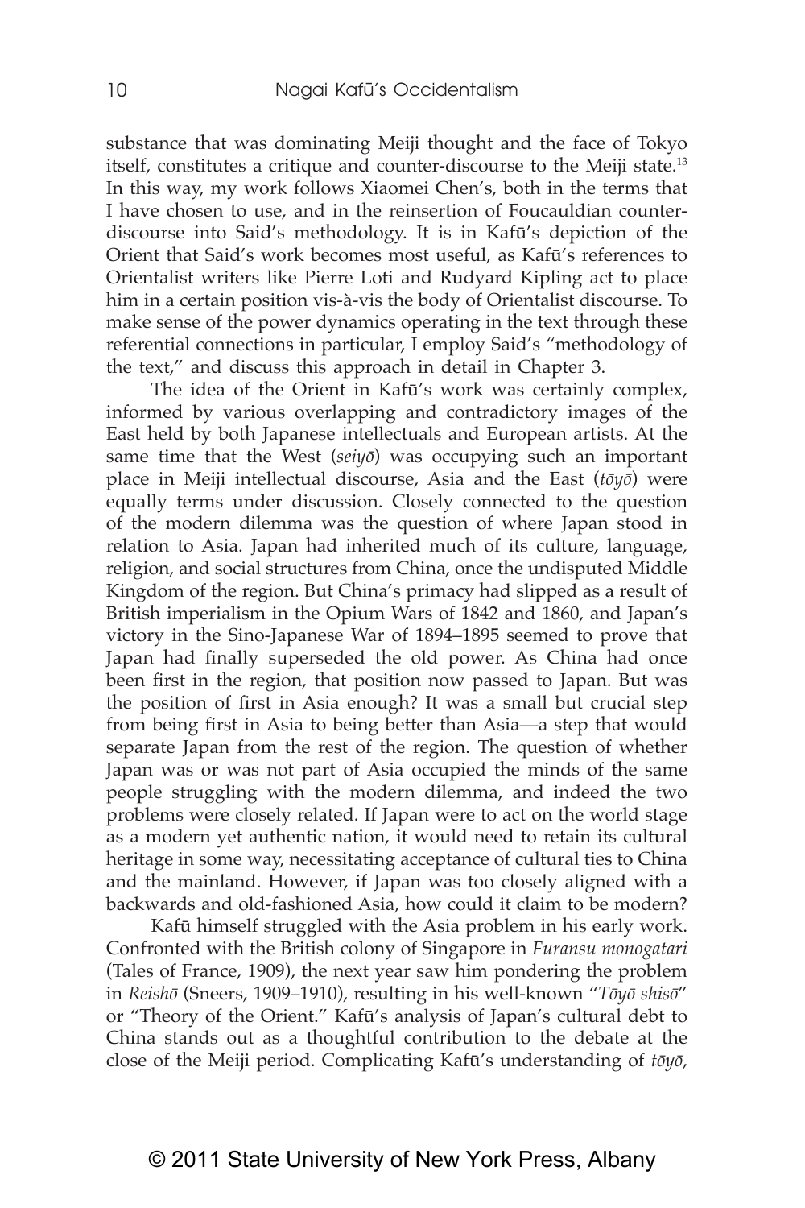substance that was dominating Meiji thought and the face of Tokyo itself, constitutes a critique and counter-discourse to the Meiji state.[13] In this way, my work follows Xiaomei Chen's, both in the terms that I have chosen to use, and in the reinsertion of Foucauldian counter-discourse into Said's methodology. It is in Kafū's depiction of the Orient that Said's work becomes most useful, as Kafū's references to Orientalist writers like Pierre Loti and Rudyard Kipling act to place him in a certain position vis-à-vis the body of Orientalist discourse. To make sense of the power dynamics operating in the text through these referential connections in particular, I employ Said's "methodology of the text," and discuss this approach in detail in Chapter 3.

The idea of the Orient in Kafū's work was certainly complex, informed by various overlapping and contradictory images of the East held by both Japanese intellectuals and European artists. At the same time that the West (*seiyō*) was occupying such an important place in Meiji intellectual discourse, Asia and the East (*tōyō*) were equally terms under discussion. Closely connected to the question of the modern dilemma was the question of where Japan stood in relation to Asia. Japan had inherited much of its culture, language, religion, and social structures from China, once the undisputed Middle Kingdom of the region. But China's primacy had slipped as a result of British imperialism in the Opium Wars of 1842 and 1860, and Japan's victory in the Sino-Japanese War of 1894–1895 seemed to prove that Japan had finally superseded the old power. As China had once been first in the region, that position now passed to Japan. But was the position of first in Asia enough? It was a small but crucial step from being first in Asia to being better than Asia—a step that would separate Japan from the rest of the region. The question of whether Japan was or was not part of Asia occupied the minds of the same people struggling with the modern dilemma, and indeed the two problems were closely related. If Japan were to act on the world stage as a modern yet authentic nation, it would need to retain its cultural heritage in some way, necessitating acceptance of cultural ties to China and the mainland. However, if Japan was too closely aligned with a backwards and old-fashioned Asia, how could it claim to be modern?

Kafū himself struggled with the Asia problem in his early work. Confronted with the British colony of Singapore in *Furansu monogatari* (Tales of France, 1909), the next year saw him pondering the problem in *Reishō* (Sneers, 1909–1910), resulting in his well-known "*Tōyō shisō*" or "Theory of the Orient." Kafū's analysis of Japan's cultural debt to China stands out as a thoughtful contribution to the debate at the close of the Meiji period. Complicating Kafū's understanding of *tōyō*,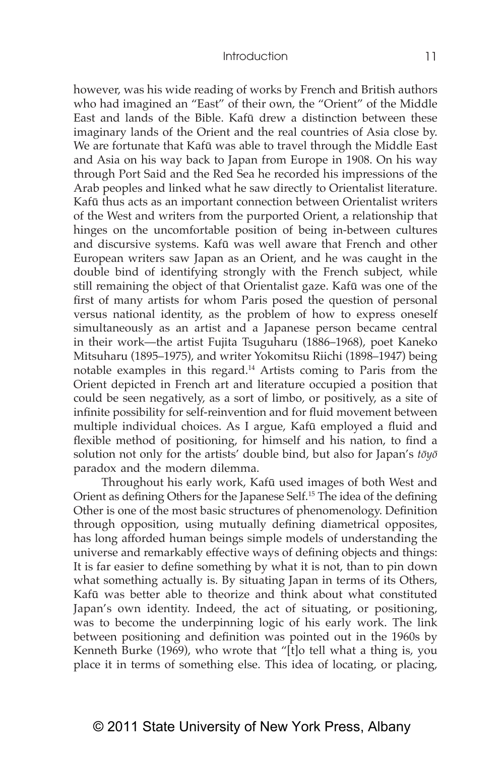however, was his wide reading of works by French and British authors who had imagined an "East" of their own, the "Orient" of the Middle East and lands of the Bible. Kafū drew a distinction between these imaginary lands of the Orient and the real countries of Asia close by. We are fortunate that Kafū was able to travel through the Middle East and Asia on his way back to Japan from Europe in 1908. On his way through Port Said and the Red Sea he recorded his impressions of the Arab peoples and linked what he saw directly to Orientalist literature. Kafū thus acts as an important connection between Orientalist writers of the West and writers from the purported Orient, a relationship that hinges on the uncomfortable position of being in-between cultures and discursive systems. Kafū was well aware that French and other European writers saw Japan as an Orient, and he was caught in the double bind of identifying strongly with the French subject, while still remaining the object of that Orientalist gaze. Kafū was one of the first of many artists for whom Paris posed the question of personal versus national identity, as the problem of how to express oneself simultaneously as an artist and a Japanese person became central in their work—the artist Fujita Tsuguharu (1886–1968), poet Kaneko Mitsuharu (1895–1975), and writer Yokomitsu Riichi (1898–1947) being notable examples in this regard.[14] Artists coming to Paris from the Orient depicted in French art and literature occupied a position that could be seen negatively, as a sort of limbo, or positively, as a site of infinite possibility for self-reinvention and for fluid movement between multiple individual choices. As I argue, Kafū employed a fluid and flexible method of positioning, for himself and his nation, to find a solution not only for the artists' double bind, but also for Japan's *tōyō* paradox and the modern dilemma.

Throughout his early work, Kafū used images of both West and Orient as defining Others for the Japanese Self.[15] The idea of the defining Other is one of the most basic structures of phenomenology. Definition through opposition, using mutually defining diametrical opposites, has long afforded human beings simple models of understanding the universe and remarkably effective ways of defining objects and things: It is far easier to define something by what it is not, than to pin down what something actually is. By situating Japan in terms of its Others, Kafū was better able to theorize and think about what constituted Japan's own identity. Indeed, the act of situating, or positioning, was to become the underpinning logic of his early work. The link between positioning and definition was pointed out in the 1960s by Kenneth Burke (1969), who wrote that "[t]o tell what a thing is, you place it in terms of something else. This idea of locating, or placing,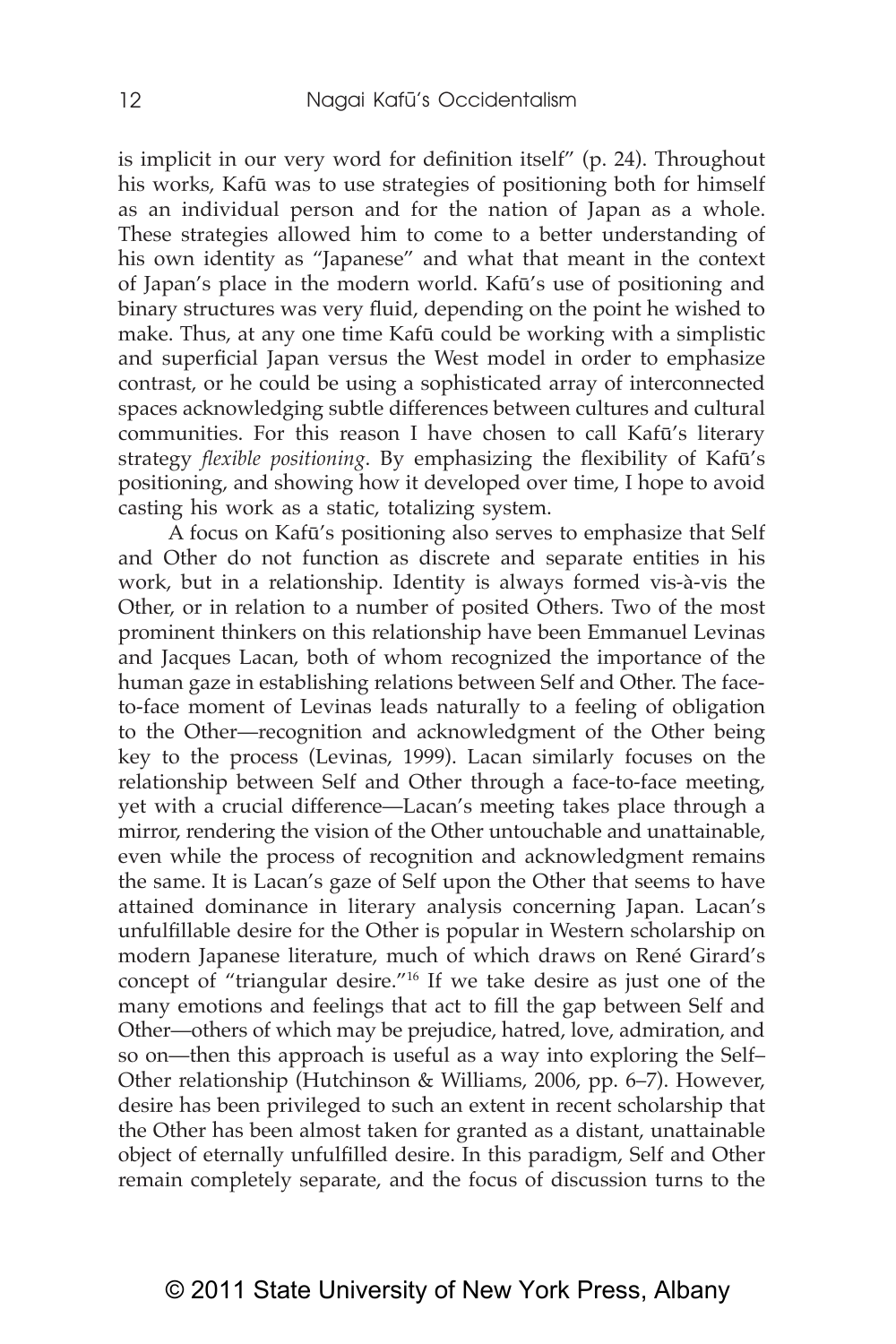is implicit in our very word for definition itself" (p. 24). Throughout his works, Kafū was to use strategies of positioning both for himself as an individual person and for the nation of Japan as a whole. These strategies allowed him to come to a better understanding of his own identity as "Japanese" and what that meant in the context of Japan's place in the modern world. Kafū's use of positioning and binary structures was very fluid, depending on the point he wished to make. Thus, at any one time Kafū could be working with a simplistic and superficial Japan versus the West model in order to emphasize contrast, or he could be using a sophisticated array of interconnected spaces acknowledging subtle differences between cultures and cultural communities. For this reason I have chosen to call Kafū's literary strategy *flexible positioning*. By emphasizing the flexibility of Kafū's positioning, and showing how it developed over time, I hope to avoid casting his work as a static, totalizing system.

A focus on Kafū's positioning also serves to emphasize that Self and Other do not function as discrete and separate entities in his work, but in a relationship. Identity is always formed vis-à-vis the Other, or in relation to a number of posited Others. Two of the most prominent thinkers on this relationship have been Emmanuel Levinas and Jacques Lacan, both of whom recognized the importance of the human gaze in establishing relations between Self and Other. The face-to-face moment of Levinas leads naturally to a feeling of obligation to the Other—recognition and acknowledgment of the Other being key to the process (Levinas, 1999). Lacan similarly focuses on the relationship between Self and Other through a face-to-face meeting, yet with a crucial difference—Lacan's meeting takes place through a mirror, rendering the vision of the Other untouchable and unattainable, even while the process of recognition and acknowledgment remains the same. It is Lacan's gaze of Self upon the Other that seems to have attained dominance in literary analysis concerning Japan. Lacan's unfulfillable desire for the Other is popular in Western scholarship on modern Japanese literature, much of which draws on René Girard's concept of "triangular desire."[16] If we take desire as just one of the many emotions and feelings that act to fill the gap between Self and Other—others of which may be prejudice, hatred, love, admiration, and so on—then this approach is useful as a way into exploring the Self–Other relationship (Hutchinson & Williams, 2006, pp. 6–7). However, desire has been privileged to such an extent in recent scholarship that the Other has been almost taken for granted as a distant, unattainable object of eternally unfulfilled desire. In this paradigm, Self and Other remain completely separate, and the focus of discussion turns to the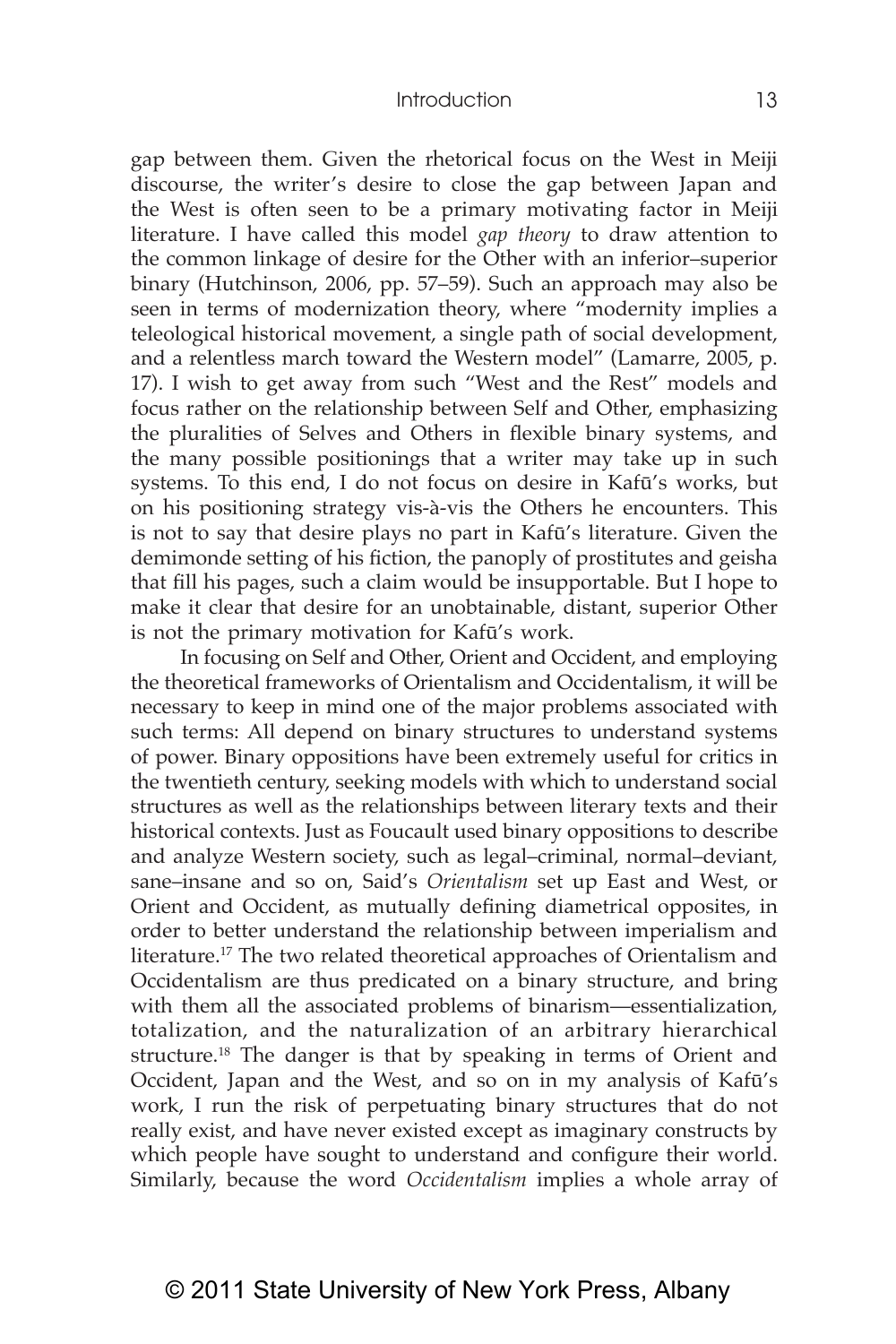gap between them. Given the rhetorical focus on the West in Meiji discourse, the writer's desire to close the gap between Japan and the West is often seen to be a primary motivating factor in Meiji literature. I have called this model *gap theory* to draw attention to the common linkage of desire for the Other with an inferior–superior binary (Hutchinson, 2006, pp. 57–59). Such an approach may also be seen in terms of modernization theory, where "modernity implies a teleological historical movement, a single path of social development, and a relentless march toward the Western model" (Lamarre, 2005, p. 17). I wish to get away from such "West and the Rest" models and focus rather on the relationship between Self and Other, emphasizing the pluralities of Selves and Others in flexible binary systems, and the many possible positionings that a writer may take up in such systems. To this end, I do not focus on desire in Kafū's works, but on his positioning strategy vis-à-vis the Others he encounters. This is not to say that desire plays no part in Kafū's literature. Given the demimonde setting of his fiction, the panoply of prostitutes and geisha that fill his pages, such a claim would be insupportable. But I hope to make it clear that desire for an unobtainable, distant, superior Other is not the primary motivation for Kafū's work.

In focusing on Self and Other, Orient and Occident, and employing the theoretical frameworks of Orientalism and Occidentalism, it will be necessary to keep in mind one of the major problems associated with such terms: All depend on binary structures to understand systems of power. Binary oppositions have been extremely useful for critics in the twentieth century, seeking models with which to understand social structures as well as the relationships between literary texts and their historical contexts. Just as Foucault used binary oppositions to describe and analyze Western society, such as legal–criminal, normal–deviant, sane–insane and so on, Said's *Orientalism* set up East and West, or Orient and Occident, as mutually defining diametrical opposites, in order to better understand the relationship between imperialism and literature.[17] The two related theoretical approaches of Orientalism and Occidentalism are thus predicated on a binary structure, and bring with them all the associated problems of binarism—essentialization, totalization, and the naturalization of an arbitrary hierarchical structure.[18] The danger is that by speaking in terms of Orient and Occident, Japan and the West, and so on in my analysis of Kafū's work, I run the risk of perpetuating binary structures that do not really exist, and have never existed except as imaginary constructs by which people have sought to understand and configure their world. Similarly, because the word *Occidentalism* implies a whole array of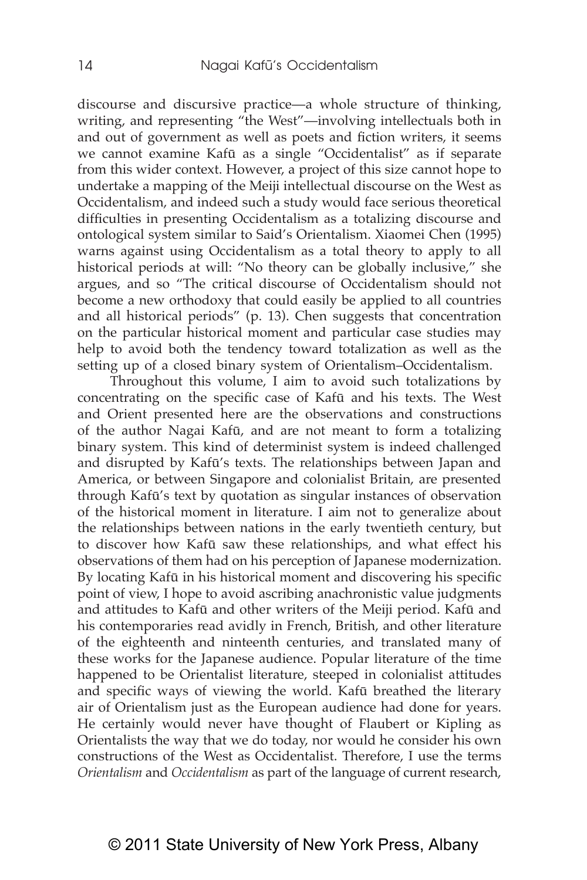discourse and discursive practice—a whole structure of thinking, writing, and representing "the West"—involving intellectuals both in and out of government as well as poets and fiction writers, it seems we cannot examine Kafū as a single "Occidentalist" as if separate from this wider context. However, a project of this size cannot hope to undertake a mapping of the Meiji intellectual discourse on the West as Occidentalism, and indeed such a study would face serious theoretical difficulties in presenting Occidentalism as a totalizing discourse and ontological system similar to Said's Orientalism. Xiaomei Chen (1995) warns against using Occidentalism as a total theory to apply to all historical periods at will: "No theory can be globally inclusive," she argues, and so "The critical discourse of Occidentalism should not become a new orthodoxy that could easily be applied to all countries and all historical periods" (p. 13). Chen suggests that concentration on the particular historical moment and particular case studies may help to avoid both the tendency toward totalization as well as the setting up of a closed binary system of Orientalism–Occidentalism.

Throughout this volume, I aim to avoid such totalizations by concentrating on the specific case of Kafū and his texts. The West and Orient presented here are the observations and constructions of the author Nagai Kafū, and are not meant to form a totalizing binary system. This kind of determinist system is indeed challenged and disrupted by Kafū's texts. The relationships between Japan and America, or between Singapore and colonialist Britain, are presented through Kafū's text by quotation as singular instances of observation of the historical moment in literature. I aim not to generalize about the relationships between nations in the early twentieth century, but to discover how Kafū saw these relationships, and what effect his observations of them had on his perception of Japanese modernization. By locating Kafū in his historical moment and discovering his specific point of view, I hope to avoid ascribing anachronistic value judgments and attitudes to Kafū and other writers of the Meiji period. Kafū and his contemporaries read avidly in French, British, and other literature of the eighteenth and ninteenth centuries, and translated many of these works for the Japanese audience. Popular literature of the time happened to be Orientalist literature, steeped in colonialist attitudes and specific ways of viewing the world. Kafū breathed the literary air of Orientalism just as the European audience had done for years. He certainly would never have thought of Flaubert or Kipling as Orientalists the way that we do today, nor would he consider his own constructions of the West as Occidentalist. Therefore, I use the terms *Orientalism* and *Occidentalism* as part of the language of current research,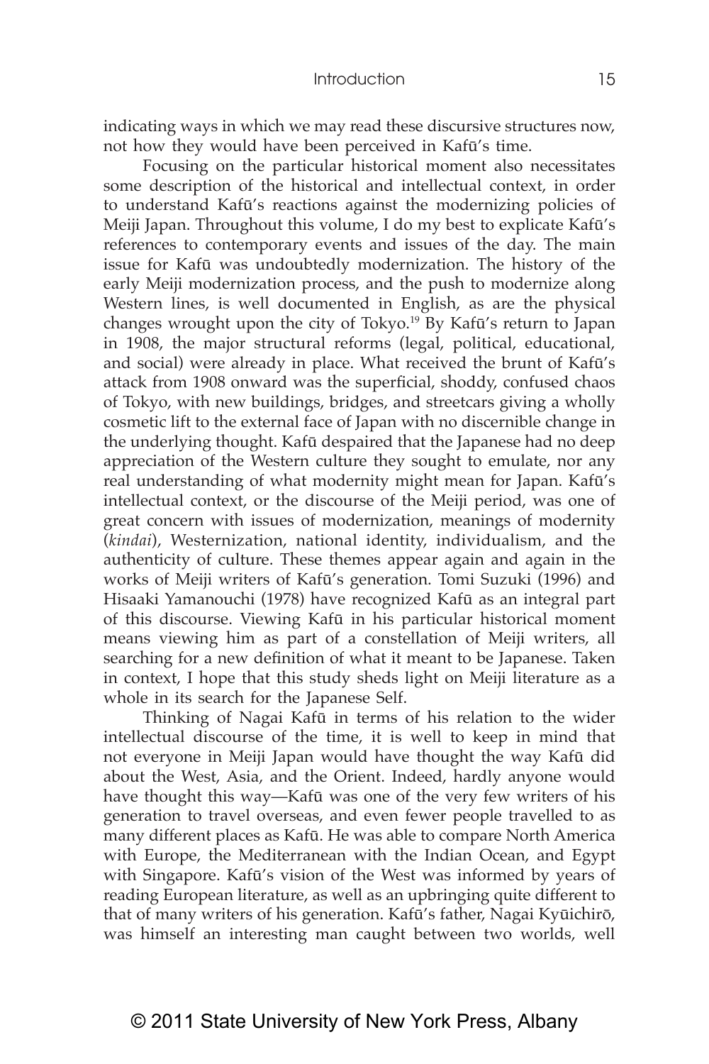indicating ways in which we may read these discursive structures now, not how they would have been perceived in Kafū's time.

Focusing on the particular historical moment also necessitates some description of the historical and intellectual context, in order to understand Kafū's reactions against the modernizing policies of Meiji Japan. Throughout this volume, I do my best to explicate Kafū's references to contemporary events and issues of the day. The main issue for Kafū was undoubtedly modernization. The history of the early Meiji modernization process, and the push to modernize along Western lines, is well documented in English, as are the physical changes wrought upon the city of Tokyo.[19] By Kafū's return to Japan in 1908, the major structural reforms (legal, political, educational, and social) were already in place. What received the brunt of Kafū's attack from 1908 onward was the superficial, shoddy, confused chaos of Tokyo, with new buildings, bridges, and streetcars giving a wholly cosmetic lift to the external face of Japan with no discernible change in the underlying thought. Kafū despaired that the Japanese had no deep appreciation of the Western culture they sought to emulate, nor any real understanding of what modernity might mean for Japan. Kafū's intellectual context, or the discourse of the Meiji period, was one of great concern with issues of modernization, meanings of modernity (*kindai*), Westernization, national identity, individualism, and the authenticity of culture. These themes appear again and again in the works of Meiji writers of Kafū's generation. Tomi Suzuki (1996) and Hisaaki Yamanouchi (1978) have recognized Kafū as an integral part of this discourse. Viewing Kafū in his particular historical moment means viewing him as part of a constellation of Meiji writers, all searching for a new definition of what it meant to be Japanese. Taken in context, I hope that this study sheds light on Meiji literature as a whole in its search for the Japanese Self.

Thinking of Nagai Kafū in terms of his relation to the wider intellectual discourse of the time, it is well to keep in mind that not everyone in Meiji Japan would have thought the way Kafū did about the West, Asia, and the Orient. Indeed, hardly anyone would have thought this way—Kafū was one of the very few writers of his generation to travel overseas, and even fewer people travelled to as many different places as Kafū. He was able to compare North America with Europe, the Mediterranean with the Indian Ocean, and Egypt with Singapore. Kafū's vision of the West was informed by years of reading European literature, as well as an upbringing quite different to that of many writers of his generation. Kafū's father, Nagai Kyūichirō, was himself an interesting man caught between two worlds, well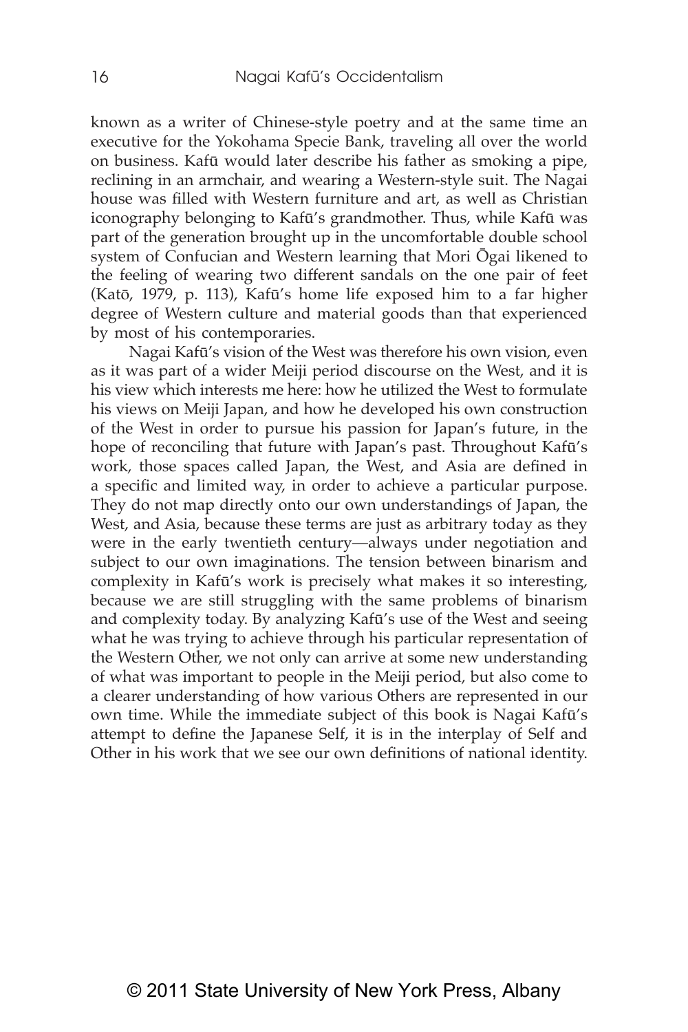known as a writer of Chinese-style poetry and at the same time an executive for the Yokohama Specie Bank, traveling all over the world on business. Kafū would later describe his father as smoking a pipe, reclining in an armchair, and wearing a Western-style suit. The Nagai house was filled with Western furniture and art, as well as Christian iconography belonging to Kafū's grandmother. Thus, while Kafū was part of the generation brought up in the uncomfortable double school system of Confucian and Western learning that Mori Ōgai likened to the feeling of wearing two different sandals on the one pair of feet (Katō, 1979, p. 113), Kafū's home life exposed him to a far higher degree of Western culture and material goods than that experienced by most of his contemporaries.

Nagai Kafū's vision of the West was therefore his own vision, even as it was part of a wider Meiji period discourse on the West, and it is his view which interests me here: how he utilized the West to formulate his views on Meiji Japan, and how he developed his own construction of the West in order to pursue his passion for Japan's future, in the hope of reconciling that future with Japan's past. Throughout Kafū's work, those spaces called Japan, the West, and Asia are defined in a specific and limited way, in order to achieve a particular purpose. They do not map directly onto our own understandings of Japan, the West, and Asia, because these terms are just as arbitrary today as they were in the early twentieth century—always under negotiation and subject to our own imaginations. The tension between binarism and complexity in Kafū's work is precisely what makes it so interesting, because we are still struggling with the same problems of binarism and complexity today. By analyzing Kafū's use of the West and seeing what he was trying to achieve through his particular representation of the Western Other, we not only can arrive at some new understanding of what was important to people in the Meiji period, but also come to a clearer understanding of how various Others are represented in our own time. While the immediate subject of this book is Nagai Kafū's attempt to define the Japanese Self, it is in the interplay of Self and Other in his work that we see our own definitions of national identity.

© 2011 State University of New York Press, Albany